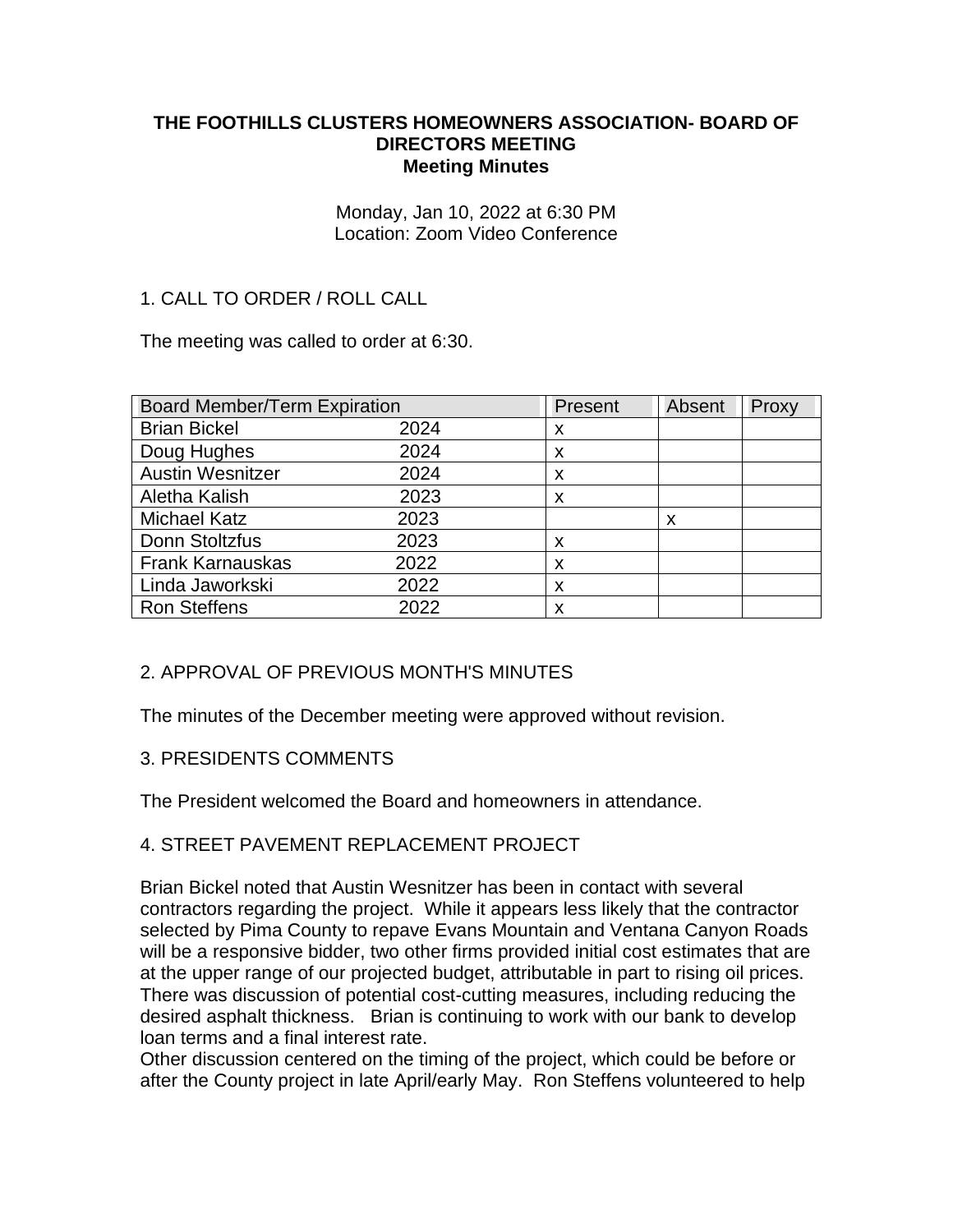# THE FOOTHILLS CLUSTERS HOMEOWNERS ASSOCIATION- BOARD OF DIRECTORS MEETING

## Meeting Minutes

Monday, Jan 10, 2022 at 6:30 PM
Location: Zoom Video Conference

1. CALL TO ORDER / ROLL CALL

The meeting was called to order at 6:30.

| Board Member/Term Expiration | | Present | Absent | Proxy |
|---|---|---|---|---|
| Brian Bickel | 2024 | x | | |
| Doug Hughes | 2024 | x | | |
| Austin Wesnitzer | 2024 | x | | |
| Aletha Kalish | 2023 | x | | |
| Michael Katz | 2023 | | x | |
| Donn Stoltzfus | 2023 | x | | |
| Frank Karnauskas | 2022 | x | | |
| Linda Jaworkski | 2022 | x | | |
| Ron Steffens | 2022 | x | | |

2. APPROVAL OF PREVIOUS MONTH'S MINUTES

The minutes of the December meeting were approved without revision.

3. PRESIDENTS COMMENTS

The President welcomed the Board and homeowners in attendance.

4. STREET PAVEMENT REPLACEMENT PROJECT

Brian Bickel noted that Austin Wesnitzer has been in contact with several contractors regarding the project. While it appears less likely that the contractor selected by Pima County to repave Evans Mountain and Ventana Canyon Roads will be a responsive bidder, two other firms provided initial cost estimates that are at the upper range of our projected budget, attributable in part to rising oil prices. There was discussion of potential cost-cutting measures, including reducing the desired asphalt thickness. Brian is continuing to work with our bank to develop loan terms and a final interest rate.
Other discussion centered on the timing of the project, which could be before or after the County project in late April/early May. Ron Steffens volunteered to help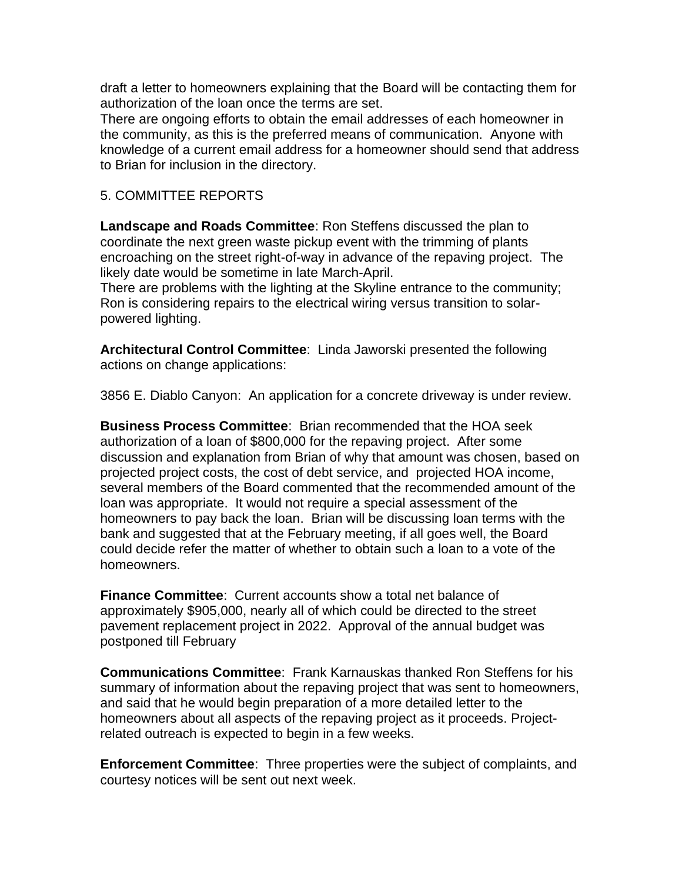draft a letter to homeowners explaining that the Board will be contacting them for authorization of the loan once the terms are set.
There are ongoing efforts to obtain the email addresses of each homeowner in the community, as this is the preferred means of communication. Anyone with knowledge of a current email address for a homeowner should send that address to Brian for inclusion in the directory.

5. COMMITTEE REPORTS

**Landscape and Roads Committee**: Ron Steffens discussed the plan to coordinate the next green waste pickup event with the trimming of plants encroaching on the street right-of-way in advance of the repaving project. The likely date would be sometime in late March-April.
There are problems with the lighting at the Skyline entrance to the community; Ron is considering repairs to the electrical wiring versus transition to solar-powered lighting.

**Architectural Control Committee**: Linda Jaworski presented the following actions on change applications:

3856 E. Diablo Canyon: An application for a concrete driveway is under review.

**Business Process Committee**: Brian recommended that the HOA seek authorization of a loan of $800,000 for the repaving project. After some discussion and explanation from Brian of why that amount was chosen, based on projected project costs, the cost of debt service, and projected HOA income, several members of the Board commented that the recommended amount of the loan was appropriate. It would not require a special assessment of the homeowners to pay back the loan. Brian will be discussing loan terms with the bank and suggested that at the February meeting, if all goes well, the Board could decide refer the matter of whether to obtain such a loan to a vote of the homeowners.

**Finance Committee**: Current accounts show a total net balance of approximately $905,000, nearly all of which could be directed to the street pavement replacement project in 2022. Approval of the annual budget was postponed till February

**Communications Committee**: Frank Karnauskas thanked Ron Steffens for his summary of information about the repaving project that was sent to homeowners, and said that he would begin preparation of a more detailed letter to the homeowners about all aspects of the repaving project as it proceeds. Project-related outreach is expected to begin in a few weeks.

**Enforcement Committee**: Three properties were the subject of complaints, and courtesy notices will be sent out next week.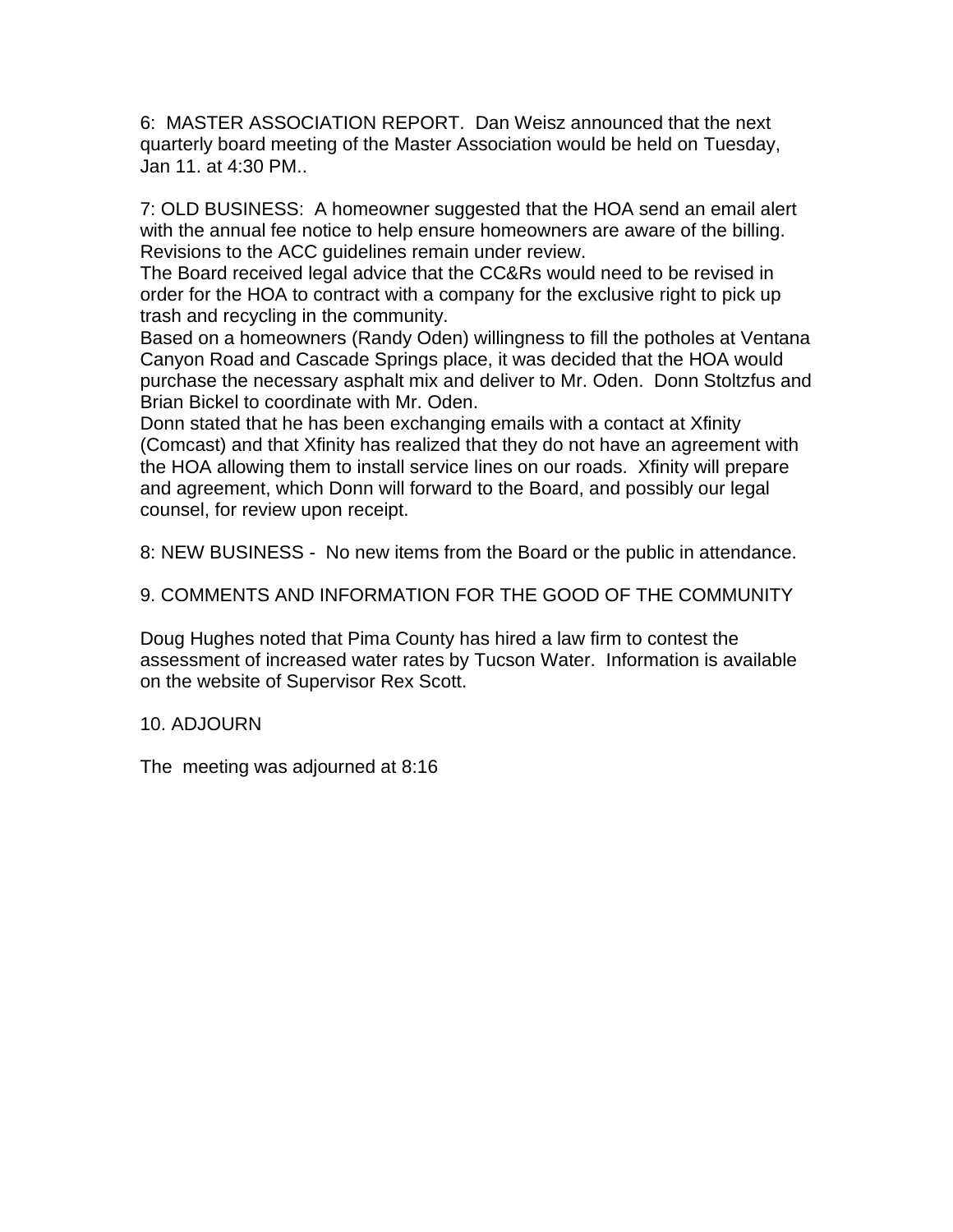6: MASTER ASSOCIATION REPORT. Dan Weisz announced that the next quarterly board meeting of the Master Association would be held on Tuesday, Jan 11. at 4:30 PM..

7: OLD BUSINESS: A homeowner suggested that the HOA send an email alert with the annual fee notice to help ensure homeowners are aware of the billing. Revisions to the ACC guidelines remain under review.
The Board received legal advice that the CC&Rs would need to be revised in order for the HOA to contract with a company for the exclusive right to pick up trash and recycling in the community.
Based on a homeowners (Randy Oden) willingness to fill the potholes at Ventana Canyon Road and Cascade Springs place, it was decided that the HOA would purchase the necessary asphalt mix and deliver to Mr. Oden. Donn Stoltzfus and Brian Bickel to coordinate with Mr. Oden.
Donn stated that he has been exchanging emails with a contact at Xfinity (Comcast) and that Xfinity has realized that they do not have an agreement with the HOA allowing them to install service lines on our roads. Xfinity will prepare and agreement, which Donn will forward to the Board, and possibly our legal counsel, for review upon receipt.

8: NEW BUSINESS - No new items from the Board or the public in attendance.

9. COMMENTS AND INFORMATION FOR THE GOOD OF THE COMMUNITY

Doug Hughes noted that Pima County has hired a law firm to contest the assessment of increased water rates by Tucson Water. Information is available on the website of Supervisor Rex Scott.

10. ADJOURN

The meeting was adjourned at 8:16